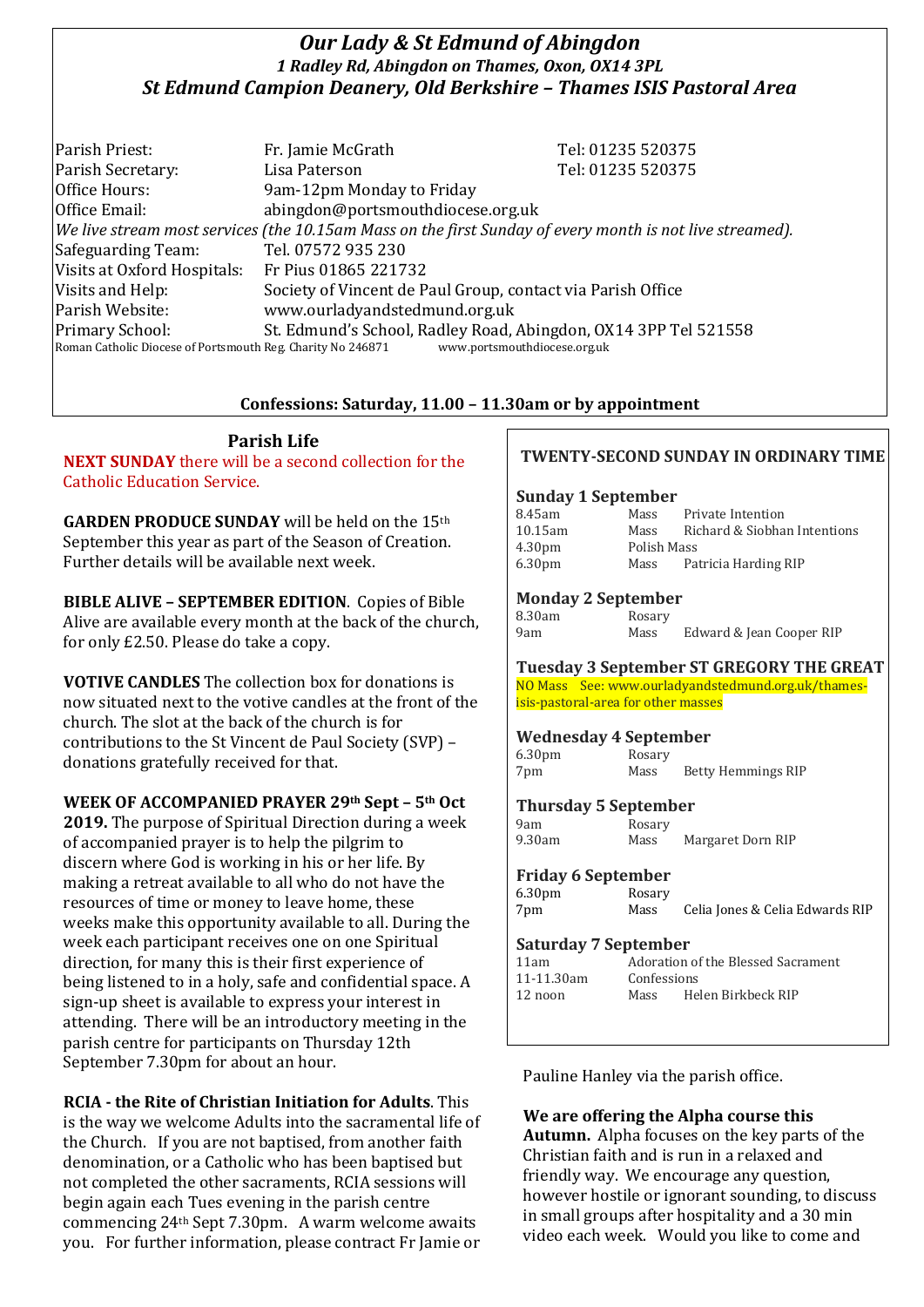# *Our Lady & St Edmund of Abingdon*

***1 Radley Rd, Abingdon on Thames, Oxon, OX14 3PL***

## *St Edmund Campion Deanery, Old Berkshire – Thames ISIS Pastoral Area*

| | | |
|---|---|---|
| Parish Priest: | Fr. Jamie McGrath | Tel: 01235 520375 |
| Parish Secretary: | Lisa Paterson | Tel: 01235 520375 |
| Office Hours: | 9am-12pm Monday to Friday | |
| Office Email: | abingdon@portsmouthdiocese.org.uk | |

*We live stream most services (the 10.15am Mass on the first Sunday of every month is not live streamed).*

| | |
|---|---|
| Safeguarding Team: | Tel. 07572 935 230 |
| Visits at Oxford Hospitals: | Fr Pius 01865 221732 |
| Visits and Help: | Society of Vincent de Paul Group, contact via Parish Office |
| Parish Website: | www.ourladyandstedmund.org.uk |
| Primary School: | St. Edmund's School, Radley Road, Abingdon, OX14 3PP Tel 521558 |

Roman Catholic Diocese of Portsmouth Reg. Charity No 246871 www.portsmouthdiocese.org.uk

**Confessions: Saturday, 11.00 – 11.30am or by appointment**

## Parish Life

**NEXT SUNDAY** there will be a second collection for the Catholic Education Service.

**GARDEN PRODUCE SUNDAY** will be held on the 15th September this year as part of the Season of Creation. Further details will be available next week.

**BIBLE ALIVE – SEPTEMBER EDITION**. Copies of Bible Alive are available every month at the back of the church, for only £2.50. Please do take a copy.

**VOTIVE CANDLES** The collection box for donations is now situated next to the votive candles at the front of the church. The slot at the back of the church is for contributions to the St Vincent de Paul Society (SVP) – donations gratefully received for that.

**WEEK OF ACCOMPANIED PRAYER 29th Sept – 5th Oct 2019.** The purpose of Spiritual Direction during a week of accompanied prayer is to help the pilgrim to discern where God is working in his or her life. By making a retreat available to all who do not have the resources of time or money to leave home, these weeks make this opportunity available to all. During the week each participant receives one on one Spiritual direction, for many this is their first experience of being listened to in a holy, safe and confidential space. A sign-up sheet is available to express your interest in attending. There will be an introductory meeting in the parish centre for participants on Thursday 12th September 7.30pm for about an hour.

**RCIA - the Rite of Christian Initiation for Adults**. This is the way we welcome Adults into the sacramental life of the Church. If you are not baptised, from another faith denomination, or a Catholic who has been baptised but not completed the other sacraments, RCIA sessions will begin again each Tues evening in the parish centre commencing 24th Sept 7.30pm. A warm welcome awaits you. For further information, please contract Fr Jamie or Pauline Hanley via the parish office.

**We are offering the Alpha course this Autumn.** Alpha focuses on the key parts of the Christian faith and is run in a relaxed and friendly way. We encourage any question, however hostile or ignorant sounding, to discuss in small groups after hospitality and a 30 min video each week. Would you like to come and

## TWENTY-SECOND SUNDAY IN ORDINARY TIME

### Sunday 1 September

| | | |
|---|---|---|
| 8.45am | Mass | Private Intention |
| 10.15am | Mass | Richard & Siobhan Intentions |
| 4.30pm | Polish Mass | |
| 6.30pm | Mass | Patricia Harding RIP |

### Monday 2 September

| | | |
|---|---|---|
| 8.30am | Rosary | |
| 9am | Mass | Edward & Jean Cooper RIP |

### Tuesday 3 September ST GREGORY THE GREAT

NO Mass See: www.ourladyandstedmund.org.uk/thames-isis-pastoral-area for other masses

### Wednesday 4 September

| | | |
|---|---|---|
| 6.30pm | Rosary | |
| 7pm | Mass | Betty Hemmings RIP |

### Thursday 5 September

| | | |
|---|---|---|
| 9am | Rosary | |
| 9.30am | Mass | Margaret Dorn RIP |

### Friday 6 September

| | | |
|---|---|---|
| 6.30pm | Rosary | |
| 7pm | Mass | Celia Jones & Celia Edwards RIP |

### Saturday 7 September

| | | |
|---|---|---|
| 11am | Adoration of the Blessed Sacrament | |
| 11-11.30am | Confessions | |
| 12 noon | Mass | Helen Birkbeck RIP |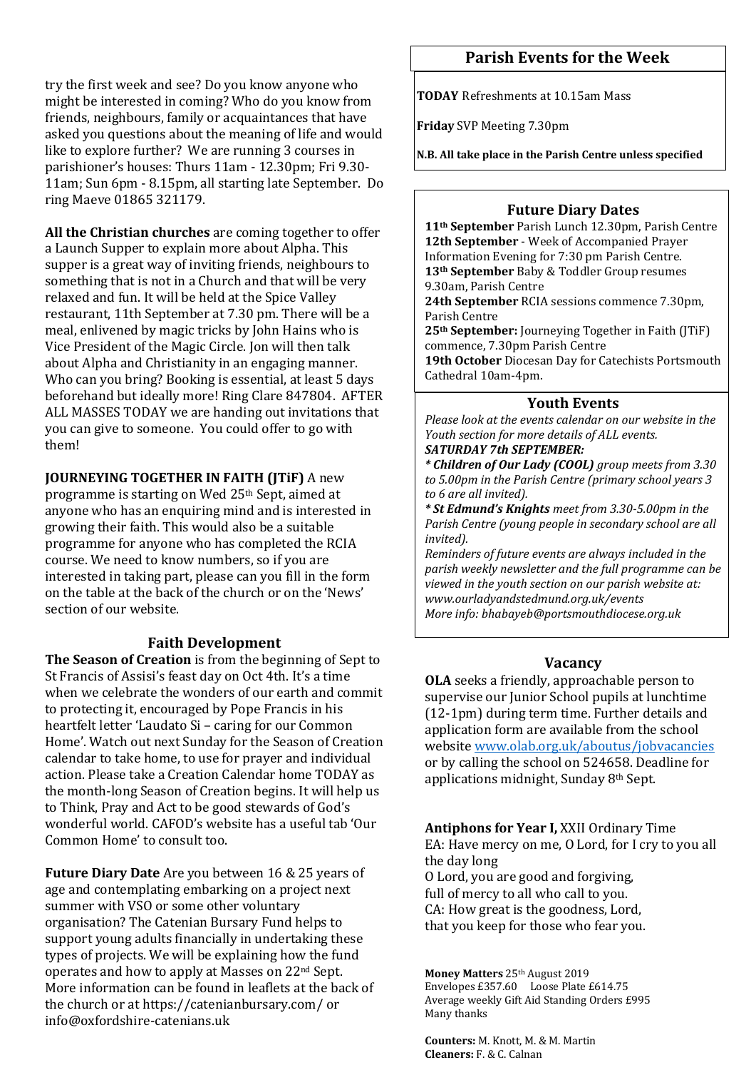try the first week and see? Do you know anyone who might be interested in coming? Who do you know from friends, neighbours, family or acquaintances that have asked you questions about the meaning of life and would like to explore further? We are running 3 courses in parishioner's houses: Thurs 11am - 12.30pm; Fri 9.30-11am; Sun 6pm - 8.15pm, all starting late September. Do ring Maeve 01865 321179.

**All the Christian churches** are coming together to offer a Launch Supper to explain more about Alpha. This supper is a great way of inviting friends, neighbours to something that is not in a Church and that will be very relaxed and fun. It will be held at the Spice Valley restaurant, 11th September at 7.30 pm. There will be a meal, enlivened by magic tricks by John Hains who is Vice President of the Magic Circle. Jon will then talk about Alpha and Christianity in an engaging manner. Who can you bring? Booking is essential, at least 5 days beforehand but ideally more! Ring Clare 847804. AFTER ALL MASSES TODAY we are handing out invitations that you can give to someone. You could offer to go with them!

**JOURNEYING TOGETHER IN FAITH (JTiF)** A new programme is starting on Wed 25th Sept, aimed at anyone who has an enquiring mind and is interested in growing their faith. This would also be a suitable programme for anyone who has completed the RCIA course. We need to know numbers, so if you are interested in taking part, please can you fill in the form on the table at the back of the church or on the 'News' section of our website.

## Faith Development

**The Season of Creation** is from the beginning of Sept to St Francis of Assisi's feast day on Oct 4th. It's a time when we celebrate the wonders of our earth and commit to protecting it, encouraged by Pope Francis in his heartfelt letter 'Laudato Si – caring for our Common Home'. Watch out next Sunday for the Season of Creation calendar to take home, to use for prayer and individual action. Please take a Creation Calendar home TODAY as the month-long Season of Creation begins. It will help us to Think, Pray and Act to be good stewards of God's wonderful world. CAFOD's website has a useful tab 'Our Common Home' to consult too.

**Future Diary Date** Are you between 16 & 25 years of age and contemplating embarking on a project next summer with VSO or some other voluntary organisation? The Catenian Bursary Fund helps to support young adults financially in undertaking these types of projects. We will be explaining how the fund operates and how to apply at Masses on 22nd Sept. More information can be found in leaflets at the back of the church or at https://catenianbursary.com/ or info@oxfordshire-catenians.uk

## Parish Events for the Week

**TODAY** Refreshments at 10.15am Mass

**Friday** SVP Meeting 7.30pm

**N.B. All take place in the Parish Centre unless specified**

## Future Diary Dates

**11th September** Parish Lunch 12.30pm, Parish Centre
**12th September** - Week of Accompanied Prayer Information Evening for 7:30 pm Parish Centre.
**13th September** Baby & Toddler Group resumes 9.30am, Parish Centre
**24th September** RCIA sessions commence 7.30pm, Parish Centre
**25th September:** Journeying Together in Faith (JTiF) commence, 7.30pm Parish Centre
**19th October** Diocesan Day for Catechists Portsmouth Cathedral 10am-4pm.

## Youth Events

*Please look at the events calendar on our website in the Youth section for more details of ALL events.*
***SATURDAY 7th SEPTEMBER:***
*\* **Children of Our Lady (COOL)** group meets from 3.30 to 5.00pm in the Parish Centre (primary school years 3 to 6 are all invited).*
*\* **St Edmund's Knights** meet from 3.30-5.00pm in the Parish Centre (young people in secondary school are all invited).*
*Reminders of future events are always included in the parish weekly newsletter and the full programme can be viewed in the youth section on our parish website at: www.ourladyandstedmund.org.uk/events*
*More info: bhabayeb@portsmouthdiocese.org.uk*

## Vacancy

**OLA** seeks a friendly, approachable person to supervise our Junior School pupils at lunchtime (12-1pm) during term time. Further details and application form are available from the school website www.olab.org.uk/aboutus/jobvacancies or by calling the school on 524658. Deadline for applications midnight, Sunday 8th Sept.

**Antiphons for Year I,** XXII Ordinary Time
EA: Have mercy on me, O Lord, for I cry to you all the day long
O Lord, you are good and forgiving,
full of mercy to all who call to you.
CA: How great is the goodness, Lord,
that you keep for those who fear you.

**Money Matters** 25th August 2019
Envelopes £357.60 Loose Plate £614.75
Average weekly Gift Aid Standing Orders £995
Many thanks

**Counters:** M. Knott, M. & M. Martin
**Cleaners:** F. & C. Calnan